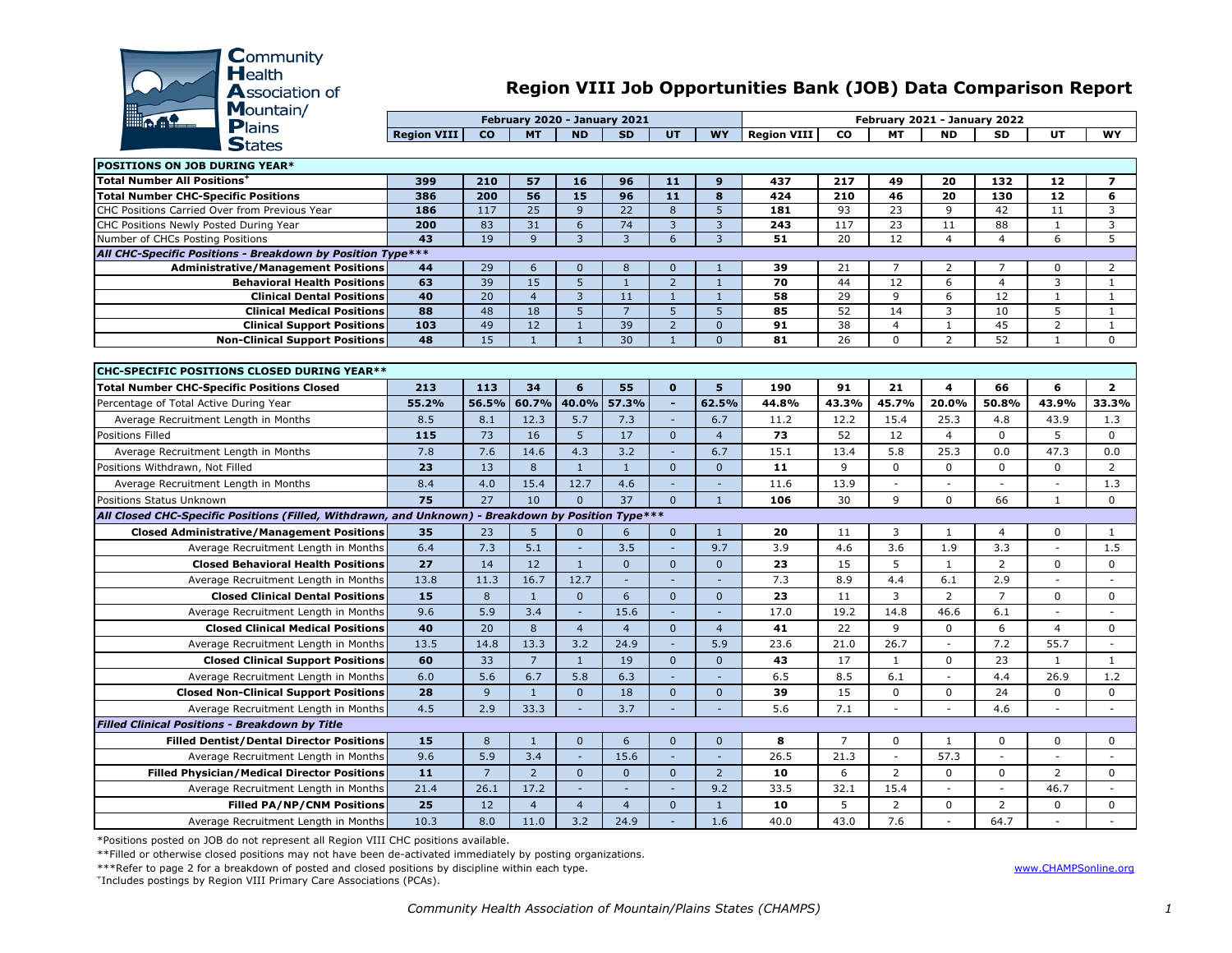Community Health Association of Mountain/Plains States

# Region VIII Job Opportunities Bank (JOB) Data Comparison Report

| | February 2020 - January 2021 | | | | | | | February 2021 - January 2022 | | | | | | |
|---|---|---|---|---|---|---|---|---|---|---|---|---|---|---|
| | **Region VIII** | **CO** | **MT** | **ND** | **SD** | **UT** | **WY** | **Region VIII** | **CO** | **MT** | **ND** | **SD** | **UT** | **WY** |
| **POSITIONS ON JOB DURING YEAR*** | | | | | | | | | | | | | | |
| **Total Number All Positions**[+] | **399** | **210** | **57** | **16** | **96** | **11** | **9** | **437** | **217** | **49** | **20** | **132** | **12** | **7** |
| **Total Number CHC-Specific Positions** | **386** | **200** | **56** | **15** | **96** | **11** | **8** | **424** | **210** | **46** | **20** | **130** | **12** | **6** |
| CHC Positions Carried Over from Previous Year | **186** | 117 | 25 | 9 | 22 | 8 | 5 | **181** | 93 | 23 | 9 | 42 | 11 | 3 |
| CHC Positions Newly Posted During Year | **200** | 83 | 31 | 6 | 74 | 3 | 3 | **243** | 117 | 23 | 11 | 88 | 1 | 3 |
| Number of CHCs Posting Positions | **43** | 19 | 9 | 3 | 3 | 6 | 3 | **51** | 20 | 12 | 4 | 4 | 6 | 5 |
| ***All CHC-Specific Positions - Breakdown by Position Type**** | | | | | | | | | | | | | | |
| **Administrative/Management Positions** | **44** | 29 | 6 | 0 | 8 | 0 | 1 | **39** | 21 | 7 | 2 | 7 | 0 | 2 |
| **Behavioral Health Positions** | **63** | 39 | 15 | 5 | 1 | 2 | 1 | **70** | 44 | 12 | 6 | 4 | 3 | 1 |
| **Clinical Dental Positions** | **40** | 20 | 4 | 3 | 11 | 1 | 1 | **58** | 29 | 9 | 6 | 12 | 1 | 1 |
| **Clinical Medical Positions** | **88** | 48 | 18 | 5 | 7 | 5 | 5 | **85** | 52 | 14 | 3 | 10 | 5 | 1 |
| **Clinical Support Positions** | **103** | 49 | 12 | 1 | 39 | 2 | 0 | **91** | 38 | 4 | 1 | 45 | 2 | 1 |
| **Non-Clinical Support Positions** | **48** | 15 | 1 | 1 | 30 | 1 | 0 | **81** | 26 | 0 | 2 | 52 | 1 | 0 |
| **CHC-SPECIFIC POSITIONS CLOSED DURING YEAR**** | | | | | | | | | | | | | | |
| **Total Number CHC-Specific Positions Closed** | **213** | **113** | **34** | **6** | **55** | **0** | **5** | **190** | **91** | **21** | **4** | **66** | **6** | **2** |
| Percentage of Total Active During Year | **55.2%** | **56.5%** | **60.7%** | **40.0%** | **57.3%** | **-** | **62.5%** | **44.8%** | **43.3%** | **45.7%** | **20.0%** | **50.8%** | **43.9%** | **33.3%** |
| Average Recruitment Length in Months | 8.5 | 8.1 | 12.3 | 5.7 | 7.3 | - | 6.7 | 11.2 | 12.2 | 15.4 | 25.3 | 4.8 | 43.9 | 1.3 |
| Positions Filled | **115** | 73 | 16 | 5 | 17 | 0 | 4 | **73** | 52 | 12 | 4 | 0 | 5 | 0 |
| Average Recruitment Length in Months | 7.8 | 7.6 | 14.6 | 4.3 | 3.2 | - | 6.7 | 15.1 | 13.4 | 5.8 | 25.3 | 0.0 | 47.3 | 0.0 |
| Positions Withdrawn, Not Filled | **23** | 13 | 8 | 1 | 1 | 0 | 0 | **11** | 9 | 0 | 0 | 0 | 0 | 2 |
| Average Recruitment Length in Months | 8.4 | 4.0 | 15.4 | 12.7 | 4.6 | - | - | 11.6 | 13.9 | - | - | - | - | 1.3 |
| Positions Status Unknown | **75** | 27 | 10 | 0 | 37 | 0 | 1 | **106** | 30 | 9 | 0 | 66 | 1 | 0 |
| ***All Closed CHC-Specific Positions (Filled, Withdrawn, and Unknown) - Breakdown by Position Type**** | | | | | | | | | | | | | | |
| **Closed Administrative/Management Positions** | **35** | 23 | 5 | 0 | 6 | 0 | 1 | **20** | 11 | 3 | 1 | 4 | 0 | 1 |
| Average Recruitment Length in Months | 6.4 | 7.3 | 5.1 | - | 3.5 | - | 9.7 | 3.9 | 4.6 | 3.6 | 1.9 | 3.3 | - | 1.5 |
| **Closed Behavioral Health Positions** | **27** | 14 | 12 | 1 | 0 | 0 | 0 | **23** | 15 | 5 | 1 | 2 | 0 | 0 |
| Average Recruitment Length in Months | 13.8 | 11.3 | 16.7 | 12.7 | - | - | - | 7.3 | 8.9 | 4.4 | 6.1 | 2.9 | - | - |
| **Closed Clinical Dental Positions** | **15** | 8 | 1 | 0 | 6 | 0 | 0 | **23** | 11 | 3 | 2 | 7 | 0 | 0 |
| Average Recruitment Length in Months | 9.6 | 5.9 | 3.4 | - | 15.6 | - | - | 17.0 | 19.2 | 14.8 | 46.6 | 6.1 | - | - |
| **Closed Clinical Medical Positions** | **40** | 20 | 8 | 4 | 4 | 0 | 4 | **41** | 22 | 9 | 0 | 6 | 4 | 0 |
| Average Recruitment Length in Months | 13.5 | 14.8 | 13.3 | 3.2 | 24.9 | - | 5.9 | 23.6 | 21.0 | 26.7 | - | 7.2 | 55.7 | - |
| **Closed Clinical Support Positions** | **60** | 33 | 7 | 1 | 19 | 0 | 0 | **43** | 17 | 1 | 0 | 23 | 1 | 1 |
| Average Recruitment Length in Months | 6.0 | 5.6 | 6.7 | 5.8 | 6.3 | - | - | 6.5 | 8.5 | 6.1 | - | 4.4 | 26.9 | 1.2 |
| **Closed Non-Clinical Support Positions** | **28** | 9 | 1 | 0 | 18 | 0 | 0 | **39** | 15 | 0 | 0 | 24 | 0 | 0 |
| Average Recruitment Length in Months | 4.5 | 2.9 | 33.3 | - | 3.7 | - | - | 5.6 | 7.1 | - | - | 4.6 | - | - |
| ***Filled Clinical Positions - Breakdown by Title*** | | | | | | | | | | | | | | |
| **Filled Dentist/Dental Director Positions** | **15** | 8 | 1 | 0 | 6 | 0 | 0 | **8** | 7 | 0 | 1 | 0 | 0 | 0 |
| Average Recruitment Length in Months | 9.6 | 5.9 | 3.4 | - | 15.6 | - | - | 26.5 | 21.3 | - | 57.3 | - | - | - |
| **Filled Physician/Medical Director Positions** | **11** | 7 | 2 | 0 | 0 | 0 | 2 | **10** | 6 | 2 | 0 | 0 | 2 | 0 |
| Average Recruitment Length in Months | 21.4 | 26.1 | 17.2 | - | - | - | 9.2 | 33.5 | 32.1 | 15.4 | - | - | 46.7 | - |
| **Filled PA/NP/CNM Positions** | **25** | 12 | 4 | 4 | 4 | 0 | 1 | **10** | 5 | 2 | 0 | 2 | 0 | 0 |
| Average Recruitment Length in Months | 10.3 | 8.0 | 11.0 | 3.2 | 24.9 | - | 1.6 | 40.0 | 43.0 | 7.6 | - | 64.7 | - | - |

*Positions posted on JOB do not represent all Region VIII CHC positions available.

**Filled or otherwise closed positions may not have been de-activated immediately by posting organizations.

***Refer to page 2 for a breakdown of posted and closed positions by discipline within each type.

[+]Includes postings by Region VIII Primary Care Associations (PCAs).

www.CHAMPSonline.org

*Community Health Association of Mountain/Plains States (CHAMPS)*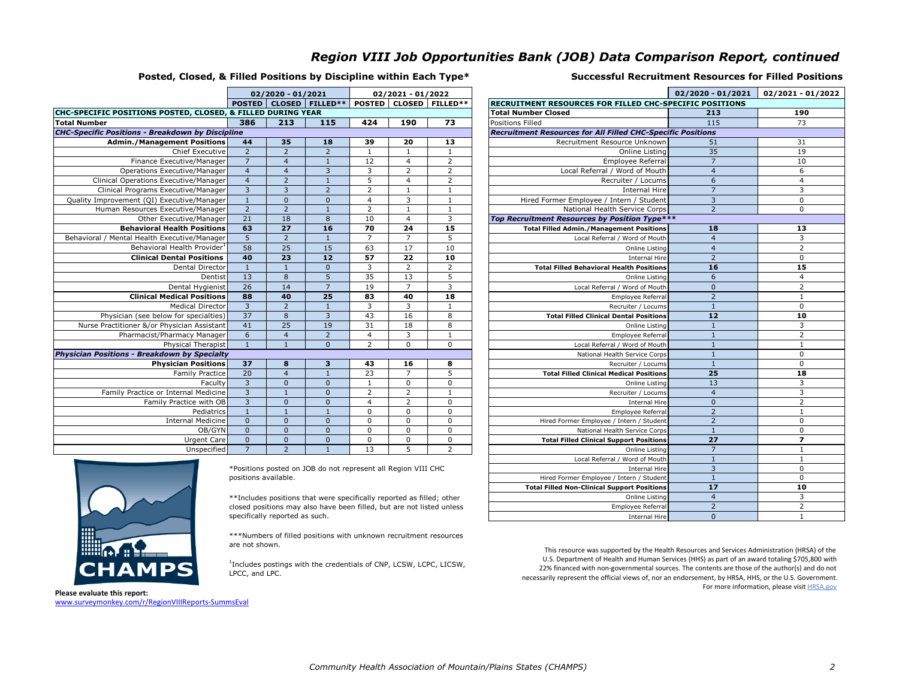# Region VIII Job Opportunities Bank (JOB) Data Comparison Report, continued

## Posted, Closed, & Filled Positions by Discipline within Each Type*

| | 02/2020 - 01/2021 | | | 02/2021 - 01/2022 | | |
|---|---|---|---|---|---|---|
| | POSTED | CLOSED | FILLED** | POSTED | CLOSED | FILLED** |
| **CHC-SPECIFIC POSITIONS POSTED, CLOSED, & FILLED DURING YEAR** | | | | | | |
| **Total Number** | **386** | **213** | **115** | **424** | **190** | **73** |
| ***CHC-Specific Positions - Breakdown by Discipline*** | | | | | | |
| **Admin./Management Positions** | **44** | **35** | **18** | **39** | **20** | **13** |
| Chief Executive | 2 | 2 | 2 | 1 | 1 | 1 |
| Finance Executive/Manager | 7 | 4 | 1 | 12 | 4 | 2 |
| Operations Executive/Manager | 4 | 4 | 3 | 3 | 2 | 2 |
| Clinical Operations Executive/Manager | 4 | 2 | 1 | 5 | 4 | 2 |
| Clinical Programs Executive/Manager | 3 | 3 | 2 | 2 | 1 | 1 |
| Quality Improvement (QI) Executive/Manager | 1 | 0 | 0 | 4 | 3 | 1 |
| Human Resources Executive/Manager | 2 | 2 | 1 | 2 | 1 | 1 |
| Other Executive/Manager | 21 | 18 | 8 | 10 | 4 | 3 |
| **Behavioral Health Positions** | **63** | **27** | **16** | **70** | **24** | **15** |
| Behavioral / Mental Health Executive/Manager | 5 | 2 | 1 | 7 | 7 | 5 |
| Behavioral Health Provider[1] | 58 | 25 | 15 | 63 | 17 | 10 |
| **Clinical Dental Positions** | **40** | **23** | **12** | **57** | **22** | **10** |
| Dental Director | 1 | 1 | 0 | 3 | 2 | 2 |
| Dentist | 13 | 8 | 5 | 35 | 13 | 5 |
| Dental Hygienist | 26 | 14 | 7 | 19 | 7 | 3 |
| **Clinical Medical Positions** | **88** | **40** | **25** | **83** | **40** | **18** |
| Medical Director | 3 | 2 | 1 | 3 | 3 | 1 |
| Physician (see below for specialties) | 37 | 8 | 3 | 43 | 16 | 8 |
| Nurse Practitioner &/or Physician Assistant | 41 | 25 | 19 | 31 | 18 | 8 |
| Pharmacist/Pharmacy Manager | 6 | 4 | 2 | 4 | 3 | 1 |
| Physical Therapist | 1 | 1 | 0 | 2 | 0 | 0 |
| ***Physician Positions - Breakdown by Specialty*** | | | | | | |
| **Physician Positions** | **37** | **8** | **3** | **43** | **16** | **8** |
| Family Practice | 20 | 4 | 1 | 23 | 7 | 5 |
| Faculty | 3 | 0 | 0 | 1 | 0 | 0 |
| Family Practice or Internal Medicine | 3 | 1 | 0 | 2 | 2 | 1 |
| Family Practice with OB | 3 | 0 | 0 | 4 | 2 | 0 |
| Pediatrics | 1 | 1 | 1 | 0 | 0 | 0 |
| Internal Medicine | 0 | 0 | 0 | 0 | 0 | 0 |
| OB/GYN | 0 | 0 | 0 | 0 | 0 | 0 |
| Urgent Care | 0 | 0 | 0 | 0 | 0 | 0 |
| Unspecified | 7 | 2 | 1 | 13 | 5 | 2 |

*Positions posted on JOB do not represent all Region VIII CHC positions available.

**Includes positions that were specifically reported as filled; other closed positions may also have been filled, but are not listed unless specifically reported as such.

***Numbers of filled positions with unknown recruitment resources are not shown.

[1]Includes postings with the credentials of CNP, LCSW, LCPC, LICSW, LPCC, and LPC.

**Please evaluate this report:**
www.surveymonkey.com/r/RegionVIIIReports-SummsEval

## Successful Recruitment Resources for Filled Positions

| | 02/2020 - 01/2021 | 02/2021 - 01/2022 |
|---|---|---|
| **RECRUITMENT RESOURCES FOR FILLED CHC-SPECIFIC POSITIONS** | | |
| **Total Number Closed** | **213** | **190** |
| Positions Filled | 115 | 73 |
| ***Recruitment Resources for All Filled CHC-Specific Positions*** | | |
| Recruitment Resource Unknown | 51 | 31 |
| Online Listing | 35 | 19 |
| Employee Referral | 7 | 10 |
| Local Referral / Word of Mouth | 4 | 6 |
| Recruiter / Locums | 6 | 4 |
| Internal Hire | 7 | 3 |
| Hired Former Employee / Intern / Student | 3 | 0 |
| National Health Service Corps | 2 | 0 |
| ***Top Recruitment Resources by Position Type**** | | |
| **Total Filled Admin./Management Positions** | **18** | **13** |
| Local Referral / Word of Mouth | 4 | 3 |
| Online Listing | 4 | 2 |
| Internal Hire | 2 | 0 |
| **Total Filled Behavioral Health Positions** | **16** | **15** |
| Online Listing | 6 | 4 |
| Local Referral / Word of Mouth | 0 | 2 |
| Employee Referral | 2 | 1 |
| Recruiter / Locums | 1 | 0 |
| **Total Filled Clinical Dental Positions** | **12** | **10** |
| Online Listing | 1 | 3 |
| Employee Referral | 1 | 2 |
| Local Referral / Word of Mouth | 1 | 1 |
| National Health Service Corps | 1 | 0 |
| Recruiter / Locums | 1 | 0 |
| **Total Filled Clinical Medical Positions** | **25** | **18** |
| Online Listing | 13 | 3 |
| Recruiter / Locums | 4 | 3 |
| Internal Hire | 0 | 2 |
| Employee Referral | 2 | 1 |
| Hired Former Employee / Intern / Student | 2 | 0 |
| National Health Service Corps | 1 | 0 |
| **Total Filled Clinical Support Positions** | **27** | **7** |
| Online Listing | 7 | 1 |
| Local Referral / Word of Mouth | 1 | 1 |
| Internal Hire | 3 | 0 |
| Hired Former Employee / Intern / Student | 1 | 0 |
| **Total Filled Non-Clinical Support Positions** | **17** | **10** |
| Online Listing | 4 | 3 |
| Employee Referral | 2 | 2 |
| Internal Hire | 0 | 1 |

This resource was supported by the Health Resources and Services Administration (HRSA) of the U.S. Department of Health and Human Services (HHS) as part of an award totaling $705,800 with 22% financed with non-governmental sources. The contents are those of the author(s) and do not necessarily represent the official views of, nor an endorsement, by HRSA, HHS, or the U.S. Government. For more information, please visit HRSA.gov